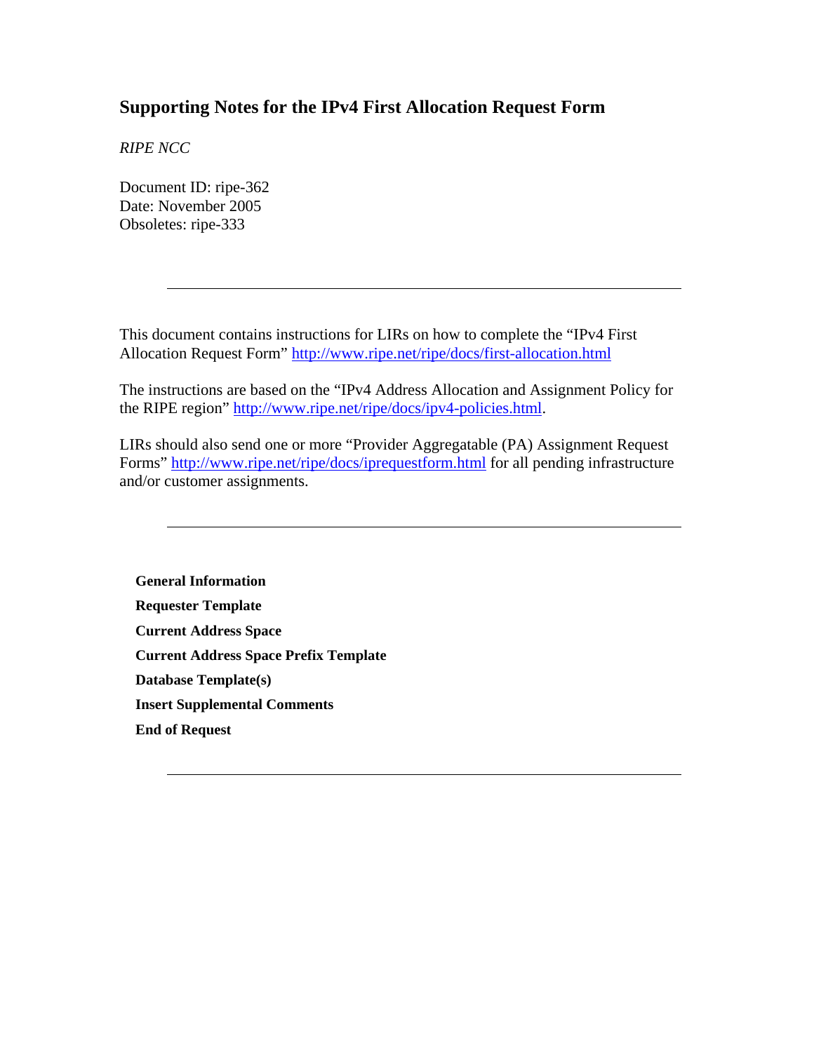# Supporting Notes for the IPv4 First Allocation Request Form

*RIPE NCC*

Document ID: ripe-362
Date: November 2005
Obsoletes: ripe-333

---

This document contains instructions for LIRs on how to complete the "IPv4 First Allocation Request Form" http://www.ripe.net/ripe/docs/first-allocation.html

The instructions are based on the "IPv4 Address Allocation and Assignment Policy for the RIPE region" http://www.ripe.net/ripe/docs/ipv4-policies.html.

LIRs should also send one or more "Provider Aggregatable (PA) Assignment Request Forms" http://www.ripe.net/ripe/docs/iprequestform.html for all pending infrastructure and/or customer assignments.

---

**General Information**

**Requester Template**

**Current Address Space**

**Current Address Space Prefix Template**

**Database Template(s)**

**Insert Supplemental Comments**

**End of Request**

---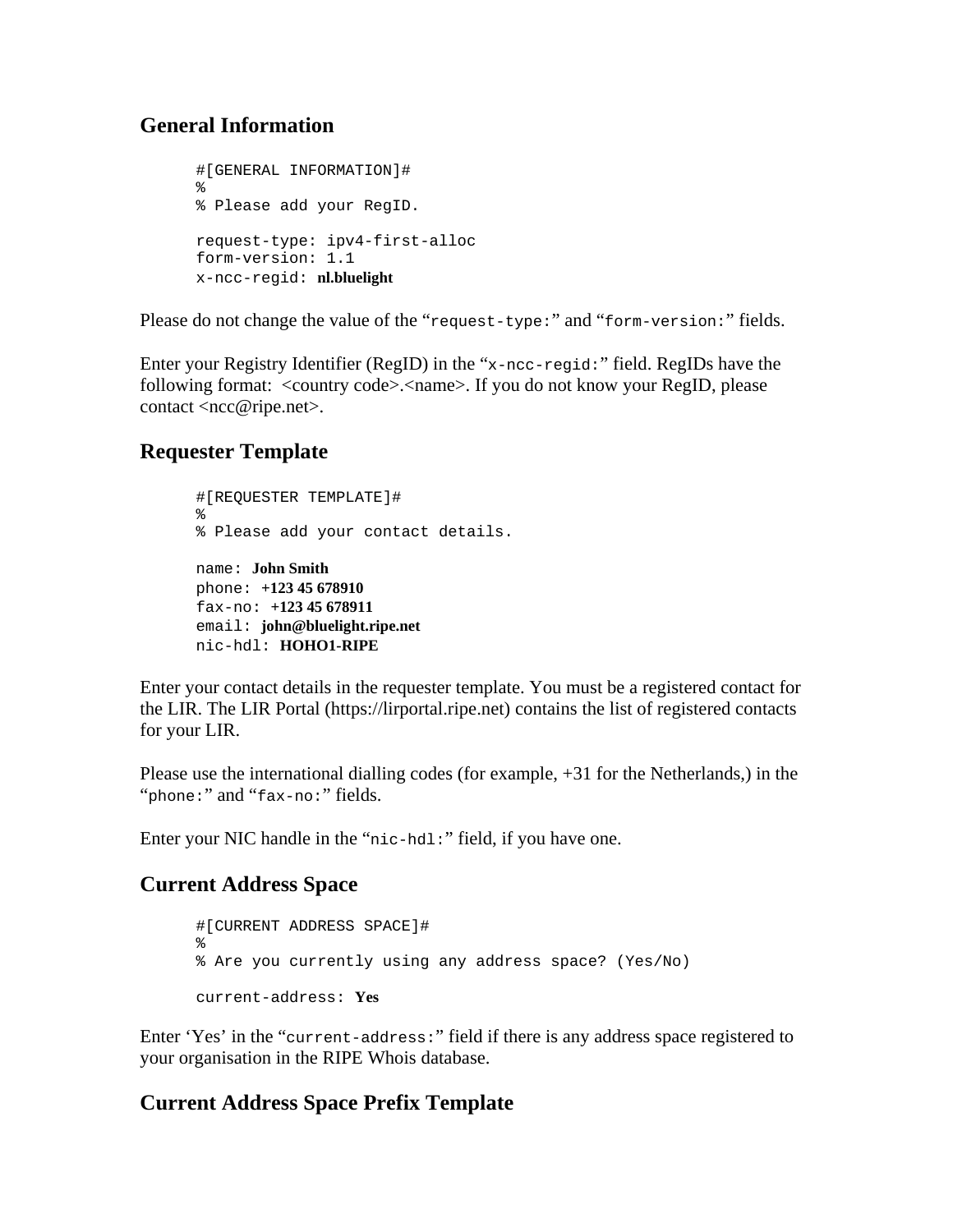## General Information

```
#[GENERAL INFORMATION]#
%
% Please add your RegID.

request-type: ipv4-first-alloc
form-version: 1.1
x-ncc-regid: nl.bluelight
```

Please do not change the value of the “`request-type:`” and “`form-version:`” fields.

Enter your Registry Identifier (RegID) in the “`x-ncc-regid:`” field. RegIDs have the following format: <country code>.<name>. If you do not know your RegID, please contact <ncc@ripe.net>.

## Requester Template

```
#[REQUESTER TEMPLATE]#
%
% Please add your contact details.

name: John Smith
phone: +123 45 678910
fax-no: +123 45 678911
email: john@bluelight.ripe.net
nic-hdl: HOHO1-RIPE
```

Enter your contact details in the requester template. You must be a registered contact for the LIR. The LIR Portal (https://lirportal.ripe.net) contains the list of registered contacts for your LIR.

Please use the international dialling codes (for example, +31 for the Netherlands,) in the “`phone:`” and “`fax-no:`” fields.

Enter your NIC handle in the “`nic-hdl:`” field, if you have one.

## Current Address Space

```
#[CURRENT ADDRESS SPACE]#
%
% Are you currently using any address space? (Yes/No)

current-address: Yes
```

Enter ‘Yes’ in the “`current-address:`” field if there is any address space registered to your organisation in the RIPE Whois database.

## Current Address Space Prefix Template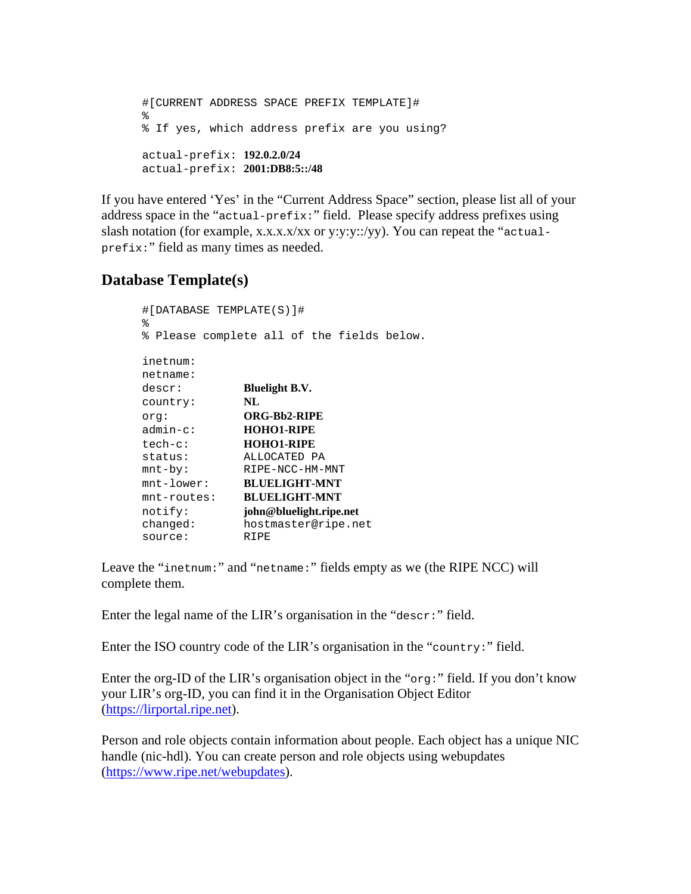```
#[CURRENT ADDRESS SPACE PREFIX TEMPLATE]#
%
% If yes, which address prefix are you using?

actual-prefix: 192.0.2.0/24
actual-prefix: 2001:DB8:5::/48
```

If you have entered 'Yes' in the "Current Address Space" section, please list all of your address space in the "`actual-prefix:`" field. Please specify address prefixes using slash notation (for example, x.x.x.x/xx or y:y:y::/yy). You can repeat the "`actual-prefix:`" field as many times as needed.

## Database Template(s)

```
#[DATABASE TEMPLATE(S)]#
%
% Please complete all of the fields below.

inetnum:
netname:
descr:          Bluelight B.V.
country:        NL
org:            ORG-Bb2-RIPE
admin-c:        HOHO1-RIPE
tech-c:         HOHO1-RIPE
status:         ALLOCATED PA
mnt-by:         RIPE-NCC-HM-MNT
mnt-lower:      BLUELIGHT-MNT
mnt-routes:     BLUELIGHT-MNT
notify:         john@bluelight.ripe.net
changed:        hostmaster@ripe.net
source:         RIPE
```

Leave the "`inetnum:`" and "`netname:`" fields empty as we (the RIPE NCC) will complete them.

Enter the legal name of the LIR's organisation in the "`descr:`" field.

Enter the ISO country code of the LIR's organisation in the "`country:`" field.

Enter the org-ID of the LIR's organisation object in the "`org:`" field. If you don't know your LIR's org-ID, you can find it in the Organisation Object Editor (https://lirportal.ripe.net).

Person and role objects contain information about people. Each object has a unique NIC handle (nic-hdl). You can create person and role objects using webupdates (https://www.ripe.net/webupdates).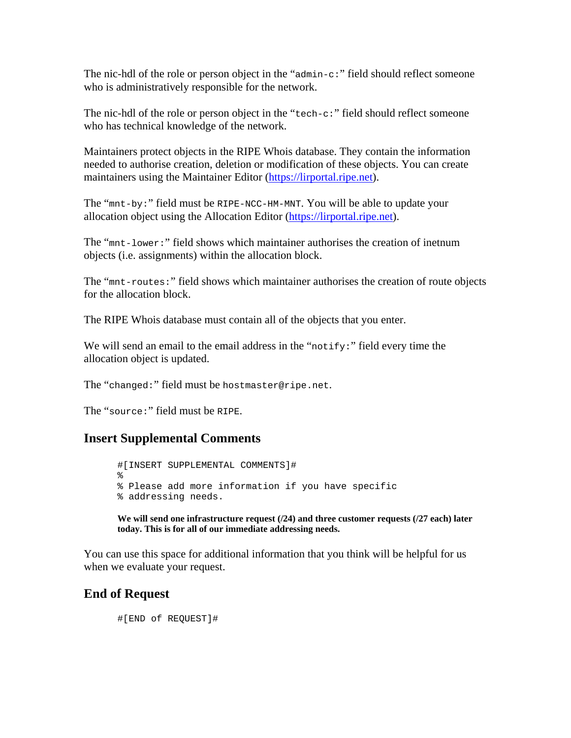The nic-hdl of the role or person object in the “`admin-c:`” field should reflect someone who is administratively responsible for the network.

The nic-hdl of the role or person object in the “`tech-c:`” field should reflect someone who has technical knowledge of the network.

Maintainers protect objects in the RIPE Whois database. They contain the information needed to authorise creation, deletion or modification of these objects. You can create maintainers using the Maintainer Editor (https://lirportal.ripe.net).

The “`mnt-by:`” field must be `RIPE-NCC-HM-MNT`. You will be able to update your allocation object using the Allocation Editor (https://lirportal.ripe.net).

The “`mnt-lower:`” field shows which maintainer authorises the creation of inetnum objects (i.e. assignments) within the allocation block.

The “`mnt-routes:`” field shows which maintainer authorises the creation of route objects for the allocation block.

The RIPE Whois database must contain all of the objects that you enter.

We will send an email to the email address in the “`notify:`” field every time the allocation object is updated.

The “`changed:`” field must be `hostmaster@ripe.net`.

The “`source:`” field must be `RIPE`.

## Insert Supplemental Comments

```
#[INSERT SUPPLEMENTAL COMMENTS]#
%
% Please add more information if you have specific
% addressing needs.
```

**We will send one infrastructure request (/24) and three customer requests (/27 each) later today. This is for all of our immediate addressing needs.**

You can use this space for additional information that you think will be helpful for us when we evaluate your request.

## End of Request

```
#[END of REQUEST]#
```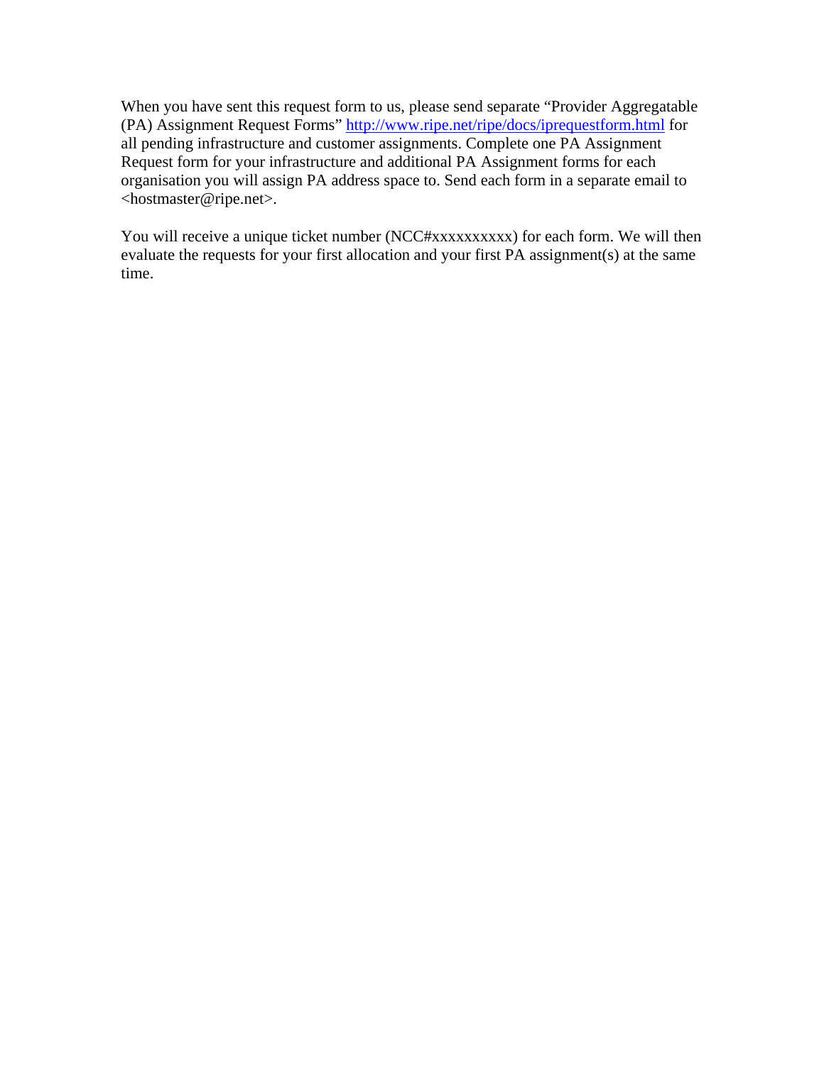When you have sent this request form to us, please send separate "Provider Aggregatable (PA) Assignment Request Forms" http://www.ripe.net/ripe/docs/iprequestform.html for all pending infrastructure and customer assignments. Complete one PA Assignment Request form for your infrastructure and additional PA Assignment forms for each organisation you will assign PA address space to. Send each form in a separate email to <hostmaster@ripe.net>.

You will receive a unique ticket number (NCC#xxxxxxxxxx) for each form. We will then evaluate the requests for your first allocation and your first PA assignment(s) at the same time.